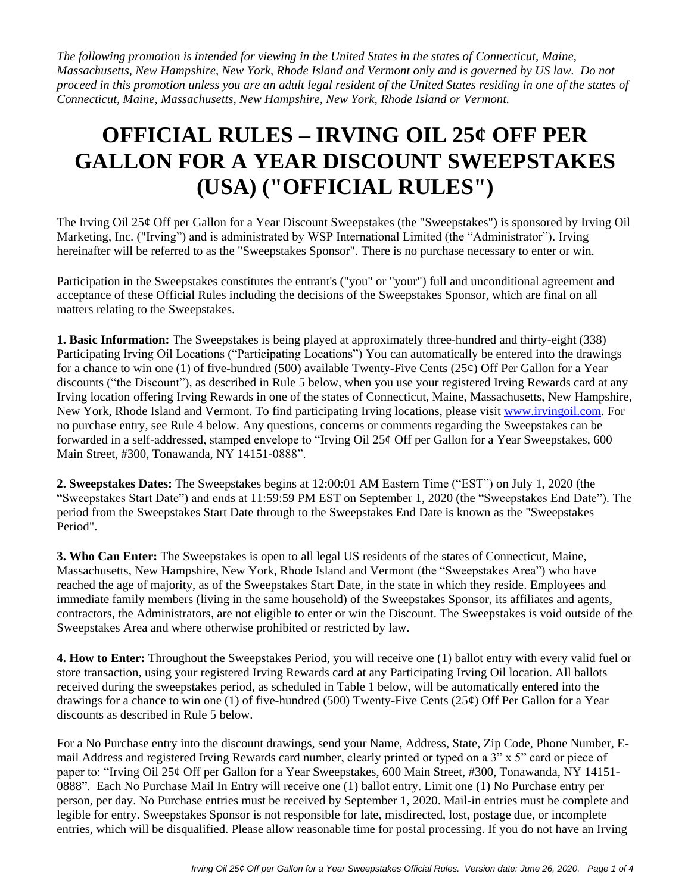*The following promotion is intended for viewing in the United States in the states of Connecticut, Maine, Massachusetts, New Hampshire, New York, Rhode Island and Vermont only and is governed by US law. Do not proceed in this promotion unless you are an adult legal resident of the United States residing in one of the states of Connecticut, Maine, Massachusetts, New Hampshire, New York, Rhode Island or Vermont.*

# OFFICIAL RULES – IRVING OIL 25¢ OFF PER GALLON FOR A YEAR DISCOUNT SWEEPSTAKES (USA) ("OFFICIAL RULES")

The Irving Oil 25¢ Off per Gallon for a Year Discount Sweepstakes (the "Sweepstakes") is sponsored by Irving Oil Marketing, Inc. ("Irving") and is administrated by WSP International Limited (the "Administrator"). Irving hereinafter will be referred to as the "Sweepstakes Sponsor". There is no purchase necessary to enter or win.

Participation in the Sweepstakes constitutes the entrant's ("you" or "your") full and unconditional agreement and acceptance of these Official Rules including the decisions of the Sweepstakes Sponsor, which are final on all matters relating to the Sweepstakes.

**1. Basic Information:** The Sweepstakes is being played at approximately three-hundred and thirty-eight (338) Participating Irving Oil Locations ("Participating Locations") You can automatically be entered into the drawings for a chance to win one (1) of five-hundred (500) available Twenty-Five Cents (25¢) Off Per Gallon for a Year discounts ("the Discount"), as described in Rule 5 below, when you use your registered Irving Rewards card at any Irving location offering Irving Rewards in one of the states of Connecticut, Maine, Massachusetts, New Hampshire, New York, Rhode Island and Vermont. To find participating Irving locations, please visit www.irvingoil.com. For no purchase entry, see Rule 4 below. Any questions, concerns or comments regarding the Sweepstakes can be forwarded in a self-addressed, stamped envelope to "Irving Oil 25¢ Off per Gallon for a Year Sweepstakes, 600 Main Street, #300, Tonawanda, NY 14151-0888".

**2. Sweepstakes Dates:** The Sweepstakes begins at 12:00:01 AM Eastern Time ("EST") on July 1, 2020 (the "Sweepstakes Start Date") and ends at 11:59:59 PM EST on September 1, 2020 (the "Sweepstakes End Date"). The period from the Sweepstakes Start Date through to the Sweepstakes End Date is known as the "Sweepstakes Period".

**3. Who Can Enter:** The Sweepstakes is open to all legal US residents of the states of Connecticut, Maine, Massachusetts, New Hampshire, New York, Rhode Island and Vermont (the "Sweepstakes Area") who have reached the age of majority, as of the Sweepstakes Start Date, in the state in which they reside. Employees and immediate family members (living in the same household) of the Sweepstakes Sponsor, its affiliates and agents, contractors, the Administrators, are not eligible to enter or win the Discount. The Sweepstakes is void outside of the Sweepstakes Area and where otherwise prohibited or restricted by law.

**4. How to Enter:** Throughout the Sweepstakes Period, you will receive one (1) ballot entry with every valid fuel or store transaction, using your registered Irving Rewards card at any Participating Irving Oil location. All ballots received during the sweepstakes period, as scheduled in Table 1 below, will be automatically entered into the drawings for a chance to win one (1) of five-hundred (500) Twenty-Five Cents (25¢) Off Per Gallon for a Year discounts as described in Rule 5 below.

For a No Purchase entry into the discount drawings, send your Name, Address, State, Zip Code, Phone Number, E-mail Address and registered Irving Rewards card number, clearly printed or typed on a 3" x 5" card or piece of paper to: "Irving Oil 25¢ Off per Gallon for a Year Sweepstakes, 600 Main Street, #300, Tonawanda, NY 14151-0888". Each No Purchase Mail In Entry will receive one (1) ballot entry. Limit one (1) No Purchase entry per person, per day. No Purchase entries must be received by September 1, 2020. Mail-in entries must be complete and legible for entry. Sweepstakes Sponsor is not responsible for late, misdirected, lost, postage due, or incomplete entries, which will be disqualified. Please allow reasonable time for postal processing. If you do not have an Irving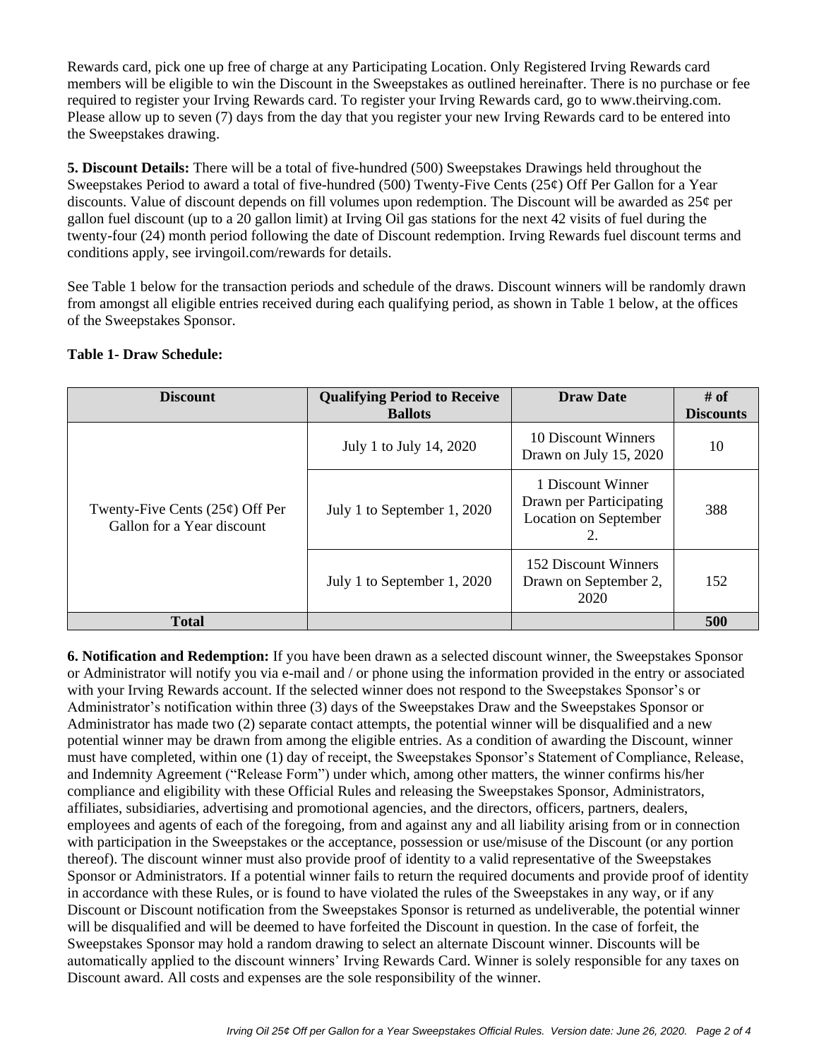Rewards card, pick one up free of charge at any Participating Location. Only Registered Irving Rewards card members will be eligible to win the Discount in the Sweepstakes as outlined hereinafter. There is no purchase or fee required to register your Irving Rewards card. To register your Irving Rewards card, go to www.theirving.com. Please allow up to seven (7) days from the day that you register your new Irving Rewards card to be entered into the Sweepstakes drawing.

**5. Discount Details:** There will be a total of five-hundred (500) Sweepstakes Drawings held throughout the Sweepstakes Period to award a total of five-hundred (500) Twenty-Five Cents (25¢) Off Per Gallon for a Year discounts. Value of discount depends on fill volumes upon redemption. The Discount will be awarded as 25¢ per gallon fuel discount (up to a 20 gallon limit) at Irving Oil gas stations for the next 42 visits of fuel during the twenty-four (24) month period following the date of Discount redemption. Irving Rewards fuel discount terms and conditions apply, see irvingoil.com/rewards for details.

See Table 1 below for the transaction periods and schedule of the draws. Discount winners will be randomly drawn from amongst all eligible entries received during each qualifying period, as shown in Table 1 below, at the offices of the Sweepstakes Sponsor.

**Table 1- Draw Schedule:**

| Discount | Qualifying Period to Receive Ballots | Draw Date | # of Discounts |
|---|---|---|---|
| Twenty-Five Cents (25¢) Off Per Gallon for a Year discount | July 1 to July 14, 2020 | 10 Discount Winners Drawn on July 15, 2020 | 10 |
| | July 1 to September 1, 2020 | 1 Discount Winner Drawn per Participating Location on September 2. | 388 |
| | July 1 to September 1, 2020 | 152 Discount Winners Drawn on September 2, 2020 | 152 |
| **Total** | | | **500** |

**6. Notification and Redemption:** If you have been drawn as a selected discount winner, the Sweepstakes Sponsor or Administrator will notify you via e-mail and / or phone using the information provided in the entry or associated with your Irving Rewards account. If the selected winner does not respond to the Sweepstakes Sponsor's or Administrator's notification within three (3) days of the Sweepstakes Draw and the Sweepstakes Sponsor or Administrator has made two (2) separate contact attempts, the potential winner will be disqualified and a new potential winner may be drawn from among the eligible entries. As a condition of awarding the Discount, winner must have completed, within one (1) day of receipt, the Sweepstakes Sponsor's Statement of Compliance, Release, and Indemnity Agreement ("Release Form") under which, among other matters, the winner confirms his/her compliance and eligibility with these Official Rules and releasing the Sweepstakes Sponsor, Administrators, affiliates, subsidiaries, advertising and promotional agencies, and the directors, officers, partners, dealers, employees and agents of each of the foregoing, from and against any and all liability arising from or in connection with participation in the Sweepstakes or the acceptance, possession or use/misuse of the Discount (or any portion thereof). The discount winner must also provide proof of identity to a valid representative of the Sweepstakes Sponsor or Administrators. If a potential winner fails to return the required documents and provide proof of identity in accordance with these Rules, or is found to have violated the rules of the Sweepstakes in any way, or if any Discount or Discount notification from the Sweepstakes Sponsor is returned as undeliverable, the potential winner will be disqualified and will be deemed to have forfeited the Discount in question. In the case of forfeit, the Sweepstakes Sponsor may hold a random drawing to select an alternate Discount winner. Discounts will be automatically applied to the discount winners' Irving Rewards Card. Winner is solely responsible for any taxes on Discount award. All costs and expenses are the sole responsibility of the winner.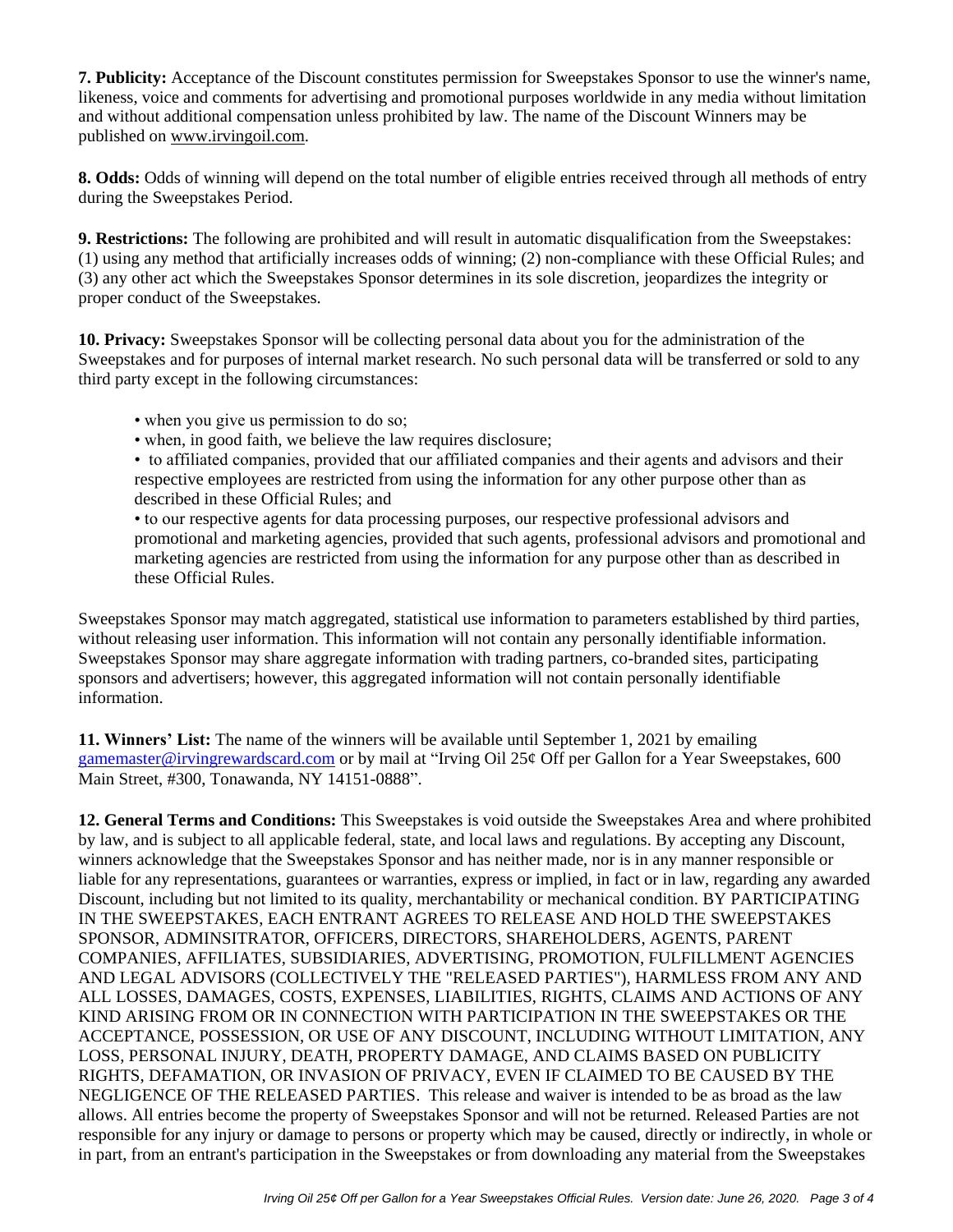**7. Publicity:** Acceptance of the Discount constitutes permission for Sweepstakes Sponsor to use the winner's name, likeness, voice and comments for advertising and promotional purposes worldwide in any media without limitation and without additional compensation unless prohibited by law. The name of the Discount Winners may be published on www.irvingoil.com.

**8. Odds:** Odds of winning will depend on the total number of eligible entries received through all methods of entry during the Sweepstakes Period.

**9. Restrictions:** The following are prohibited and will result in automatic disqualification from the Sweepstakes: (1) using any method that artificially increases odds of winning; (2) non-compliance with these Official Rules; and (3) any other act which the Sweepstakes Sponsor determines in its sole discretion, jeopardizes the integrity or proper conduct of the Sweepstakes.

**10. Privacy:** Sweepstakes Sponsor will be collecting personal data about you for the administration of the Sweepstakes and for purposes of internal market research. No such personal data will be transferred or sold to any third party except in the following circumstances:

- when you give us permission to do so;
- when, in good faith, we believe the law requires disclosure;
- to affiliated companies, provided that our affiliated companies and their agents and advisors and their respective employees are restricted from using the information for any other purpose other than as described in these Official Rules; and
- to our respective agents for data processing purposes, our respective professional advisors and promotional and marketing agencies, provided that such agents, professional advisors and promotional and marketing agencies are restricted from using the information for any purpose other than as described in these Official Rules.

Sweepstakes Sponsor may match aggregated, statistical use information to parameters established by third parties, without releasing user information. This information will not contain any personally identifiable information. Sweepstakes Sponsor may share aggregate information with trading partners, co-branded sites, participating sponsors and advertisers; however, this aggregated information will not contain personally identifiable information.

**11. Winners' List:** The name of the winners will be available until September 1, 2021 by emailing gamemaster@irvingrewardscard.com or by mail at "Irving Oil 25¢ Off per Gallon for a Year Sweepstakes, 600 Main Street, #300, Tonawanda, NY 14151-0888".

**12. General Terms and Conditions:** This Sweepstakes is void outside the Sweepstakes Area and where prohibited by law, and is subject to all applicable federal, state, and local laws and regulations. By accepting any Discount, winners acknowledge that the Sweepstakes Sponsor and has neither made, nor is in any manner responsible or liable for any representations, guarantees or warranties, express or implied, in fact or in law, regarding any awarded Discount, including but not limited to its quality, merchantability or mechanical condition. BY PARTICIPATING IN THE SWEEPSTAKES, EACH ENTRANT AGREES TO RELEASE AND HOLD THE SWEEPSTAKES SPONSOR, ADMINSITRATOR, OFFICERS, DIRECTORS, SHAREHOLDERS, AGENTS, PARENT COMPANIES, AFFILIATES, SUBSIDIARIES, ADVERTISING, PROMOTION, FULFILLMENT AGENCIES AND LEGAL ADVISORS (COLLECTIVELY THE "RELEASED PARTIES"), HARMLESS FROM ANY AND ALL LOSSES, DAMAGES, COSTS, EXPENSES, LIABILITIES, RIGHTS, CLAIMS AND ACTIONS OF ANY KIND ARISING FROM OR IN CONNECTION WITH PARTICIPATION IN THE SWEEPSTAKES OR THE ACCEPTANCE, POSSESSION, OR USE OF ANY DISCOUNT, INCLUDING WITHOUT LIMITATION, ANY LOSS, PERSONAL INJURY, DEATH, PROPERTY DAMAGE, AND CLAIMS BASED ON PUBLICITY RIGHTS, DEFAMATION, OR INVASION OF PRIVACY, EVEN IF CLAIMED TO BE CAUSED BY THE NEGLIGENCE OF THE RELEASED PARTIES. This release and waiver is intended to be as broad as the law allows. All entries become the property of Sweepstakes Sponsor and will not be returned. Released Parties are not responsible for any injury or damage to persons or property which may be caused, directly or indirectly, in whole or in part, from an entrant's participation in the Sweepstakes or from downloading any material from the Sweepstakes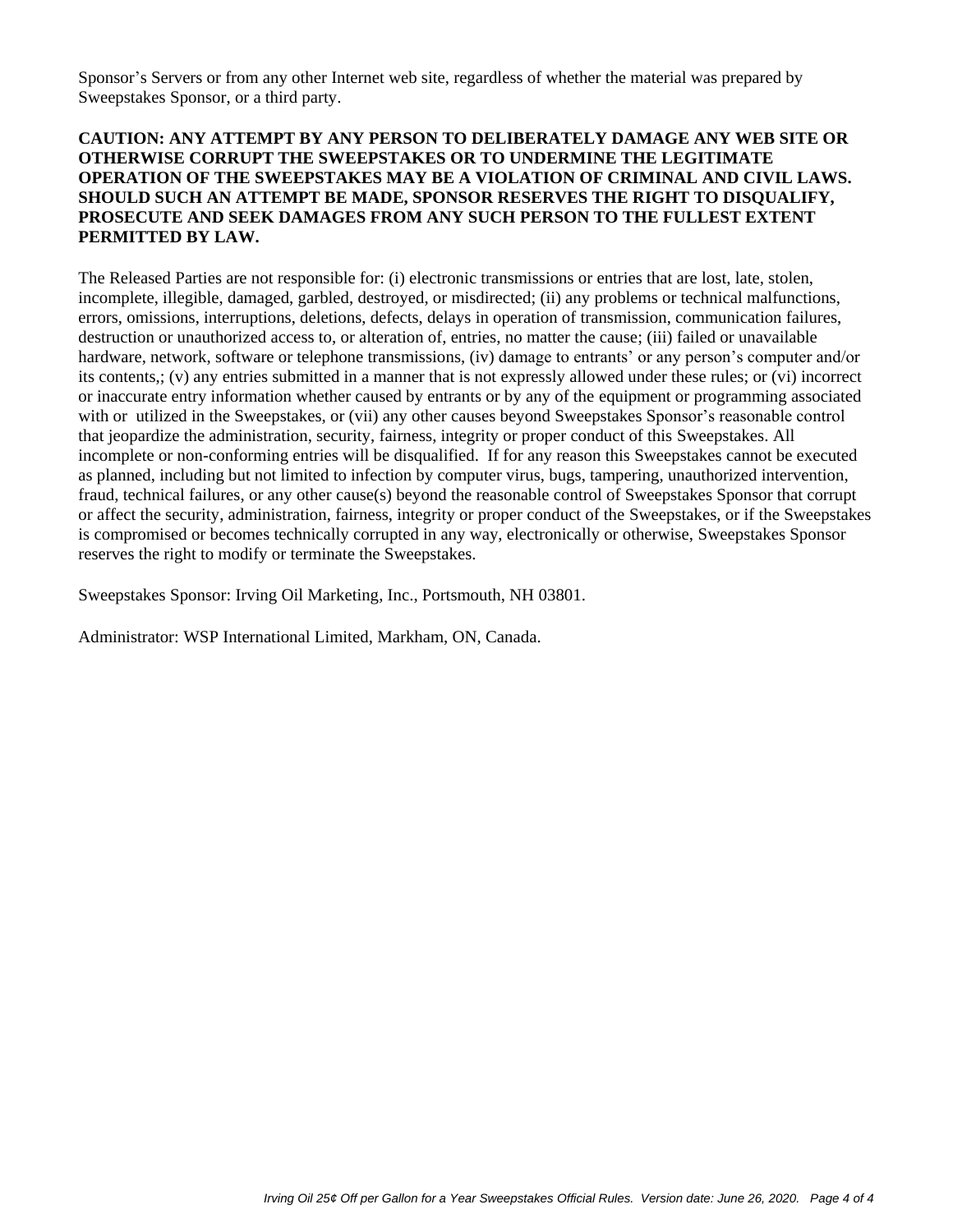Sponsor's Servers or from any other Internet web site, regardless of whether the material was prepared by Sweepstakes Sponsor, or a third party.

**CAUTION: ANY ATTEMPT BY ANY PERSON TO DELIBERATELY DAMAGE ANY WEB SITE OR OTHERWISE CORRUPT THE SWEEPSTAKES OR TO UNDERMINE THE LEGITIMATE OPERATION OF THE SWEEPSTAKES MAY BE A VIOLATION OF CRIMINAL AND CIVIL LAWS. SHOULD SUCH AN ATTEMPT BE MADE, SPONSOR RESERVES THE RIGHT TO DISQUALIFY, PROSECUTE AND SEEK DAMAGES FROM ANY SUCH PERSON TO THE FULLEST EXTENT PERMITTED BY LAW.**

The Released Parties are not responsible for: (i) electronic transmissions or entries that are lost, late, stolen, incomplete, illegible, damaged, garbled, destroyed, or misdirected; (ii) any problems or technical malfunctions, errors, omissions, interruptions, deletions, defects, delays in operation of transmission, communication failures, destruction or unauthorized access to, or alteration of, entries, no matter the cause; (iii) failed or unavailable hardware, network, software or telephone transmissions, (iv) damage to entrants' or any person's computer and/or its contents,; (v) any entries submitted in a manner that is not expressly allowed under these rules; or (vi) incorrect or inaccurate entry information whether caused by entrants or by any of the equipment or programming associated with or utilized in the Sweepstakes, or (vii) any other causes beyond Sweepstakes Sponsor's reasonable control that jeopardize the administration, security, fairness, integrity or proper conduct of this Sweepstakes. All incomplete or non-conforming entries will be disqualified. If for any reason this Sweepstakes cannot be executed as planned, including but not limited to infection by computer virus, bugs, tampering, unauthorized intervention, fraud, technical failures, or any other cause(s) beyond the reasonable control of Sweepstakes Sponsor that corrupt or affect the security, administration, fairness, integrity or proper conduct of the Sweepstakes, or if the Sweepstakes is compromised or becomes technically corrupted in any way, electronically or otherwise, Sweepstakes Sponsor reserves the right to modify or terminate the Sweepstakes.

Sweepstakes Sponsor: Irving Oil Marketing, Inc., Portsmouth, NH 03801.

Administrator: WSP International Limited, Markham, ON, Canada.